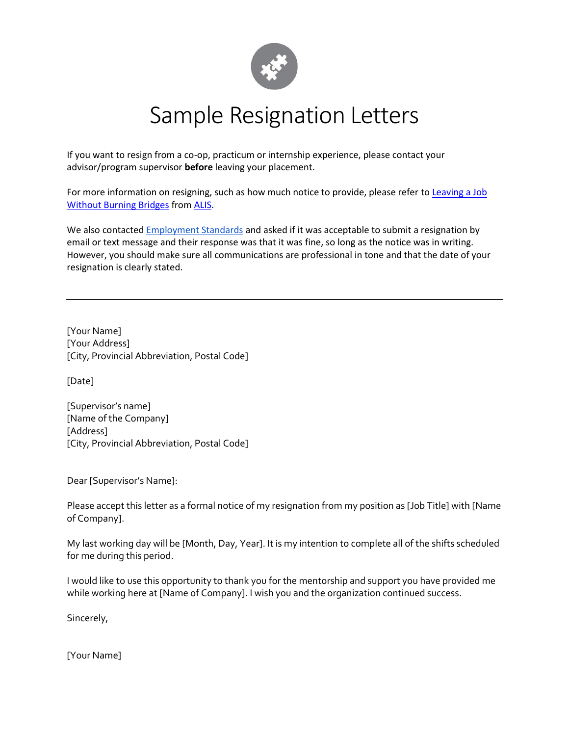# Sample Resignation Letters

If you want to resign from a co-op, practicum or internship experience, please contact your advisor/program supervisor **before** leaving your placement.

For more information on resigning, such as how much notice to provide, please refer to [Leaving a Job Without Burning Bridges]() from [ALIS]().

We also contacted [Employment Standards]() and asked if it was acceptable to submit a resignation by email or text message and their response was that it was fine, so long as the notice was in writing. However, you should make sure all communications are professional in tone and that the date of your resignation is clearly stated.

---

[Your Name]
[Your Address]
[City, Provincial Abbreviation, Postal Code]

[Date]

[Supervisor's name]
[Name of the Company]
[Address]
[City, Provincial Abbreviation, Postal Code]

Dear [Supervisor's Name]:

Please accept this letter as a formal notice of my resignation from my position as [Job Title] with [Name of Company].

My last working day will be [Month, Day, Year]. It is my intention to complete all of the shifts scheduled for me during this period.

I would like to use this opportunity to thank you for the mentorship and support you have provided me while working here at [Name of Company]. I wish you and the organization continued success.

Sincerely,

[Your Name]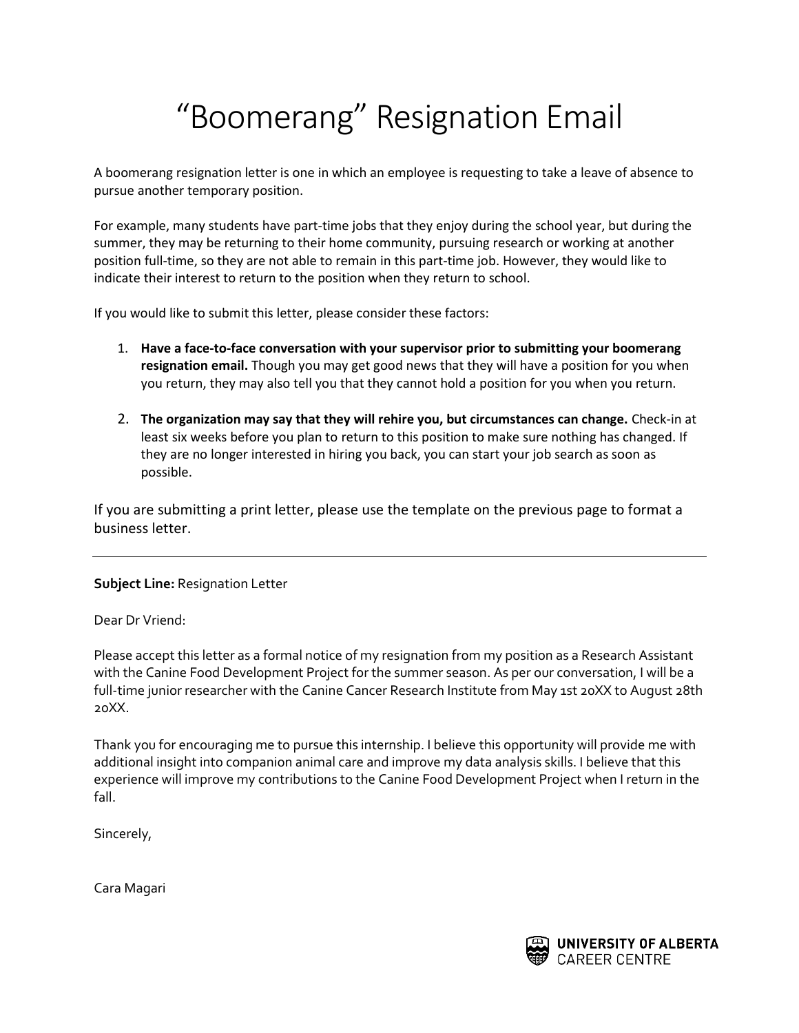# "Boomerang" Resignation Email

A boomerang resignation letter is one in which an employee is requesting to take a leave of absence to pursue another temporary position.

For example, many students have part-time jobs that they enjoy during the school year, but during the summer, they may be returning to their home community, pursuing research or working at another position full-time, so they are not able to remain in this part-time job. However, they would like to indicate their interest to return to the position when they return to school.

If you would like to submit this letter, please consider these factors:

1. **Have a face-to-face conversation with your supervisor prior to submitting your boomerang resignation email.** Though you may get good news that they will have a position for you when you return, they may also tell you that they cannot hold a position for you when you return.
2. **The organization may say that they will rehire you, but circumstances can change.** Check-in at least six weeks before you plan to return to this position to make sure nothing has changed. If they are no longer interested in hiring you back, you can start your job search as soon as possible.

If you are submitting a print letter, please use the template on the previous page to format a business letter.

---

**Subject Line:** Resignation Letter

Dear Dr Vriend:

Please accept this letter as a formal notice of my resignation from my position as a Research Assistant with the Canine Food Development Project for the summer season. As per our conversation, I will be a full-time junior researcher with the Canine Cancer Research Institute from May 1st 20XX to August 28th 20XX.

Thank you for encouraging me to pursue this internship. I believe this opportunity will provide me with additional insight into companion animal care and improve my data analysis skills. I believe that this experience will improve my contributions to the Canine Food Development Project when I return in the fall.

Sincerely,

Cara Magari

UNIVERSITY OF ALBERTA
CAREER CENTRE